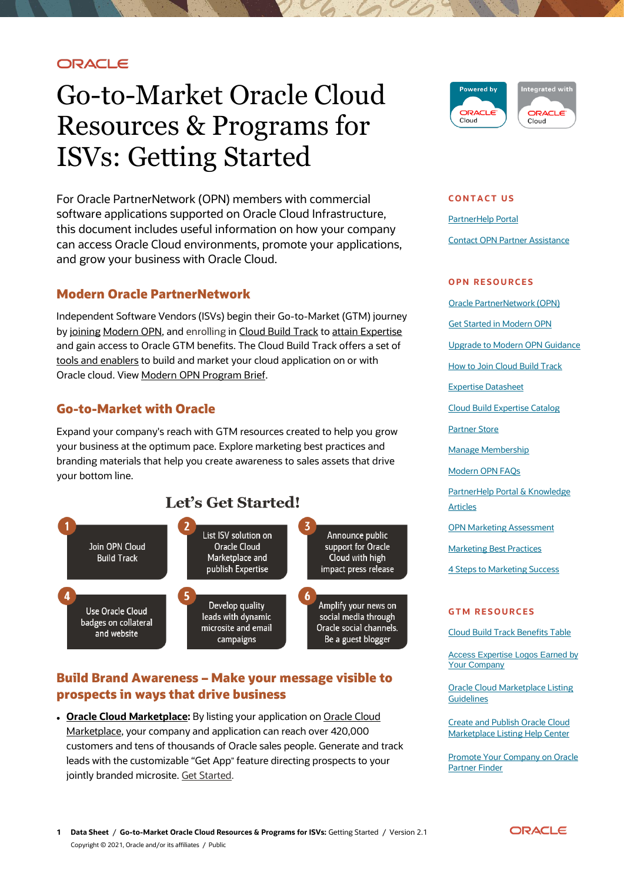ORACLE

# Go-to-Market Oracle Cloud Resources & Programs for ISVs: Getting Started

For Oracle PartnerNetwork (OPN) members with commercial software applications supported on Oracle Cloud Infrastructure, this document includes useful information on how your company can access Oracle Cloud environments, promote your applications, and grow your business with Oracle Cloud.

## Modern Oracle PartnerNetwork

Independent Software Vendors (ISVs) begin their Go-to-Market (GTM) journey by joining Modern OPN, and enrolling in Cloud Build Track to attain Expertise and gain access to Oracle GTM benefits. The Cloud Build Track offers a set of tools and enablers to build and market your cloud application on or with Oracle cloud. View Modern OPN Program Brief.

## Go-to-Market with Oracle

Expand your company's reach with GTM resources created to help you grow your business at the optimum pace. Explore marketing best practices and branding materials that help you create awareness to sales assets that drive your bottom line.

### Let's Get Started!

1. Join OPN Cloud Build Track
2. List ISV solution on Oracle Cloud Marketplace and publish Expertise
3. Announce public support for Oracle Cloud with high impact press release
4. Use Oracle Cloud badges on collateral and website
5. Develop quality leads with dynamic microsite and email campaigns
6. Amplify your news on social media through Oracle social channels. Be a guest blogger

## Build Brand Awareness – Make your message visible to prospects in ways that drive business

- **Oracle Cloud Marketplace:** By listing your application on Oracle Cloud Marketplace, your company and application can reach over 420,000 customers and tens of thousands of Oracle sales people. Generate and track leads with the customizable "Get App" feature directing prospects to your jointly branded microsite. Get Started.

Powered by ORACLE Cloud | Integrated with ORACLE Cloud

### CONTACT US

- PartnerHelp Portal
- Contact OPN Partner Assistance

### OPN RESOURCES

- Oracle PartnerNetwork (OPN)
- Get Started in Modern OPN
- Upgrade to Modern OPN Guidance
- How to Join Cloud Build Track
- Expertise Datasheet
- Cloud Build Expertise Catalog
- Partner Store
- Manage Membership
- Modern OPN FAQs
- PartnerHelp Portal & Knowledge Articles
- OPN Marketing Assessment
- Marketing Best Practices
- 4 Steps to Marketing Success

### GTM RESOURCES

- Cloud Build Track Benefits Table
- Access Expertise Logos Earned by Your Company
- Oracle Cloud Marketplace Listing Guidelines
- Create and Publish Oracle Cloud Marketplace Listing Help Center
- Promote Your Company on Oracle Partner Finder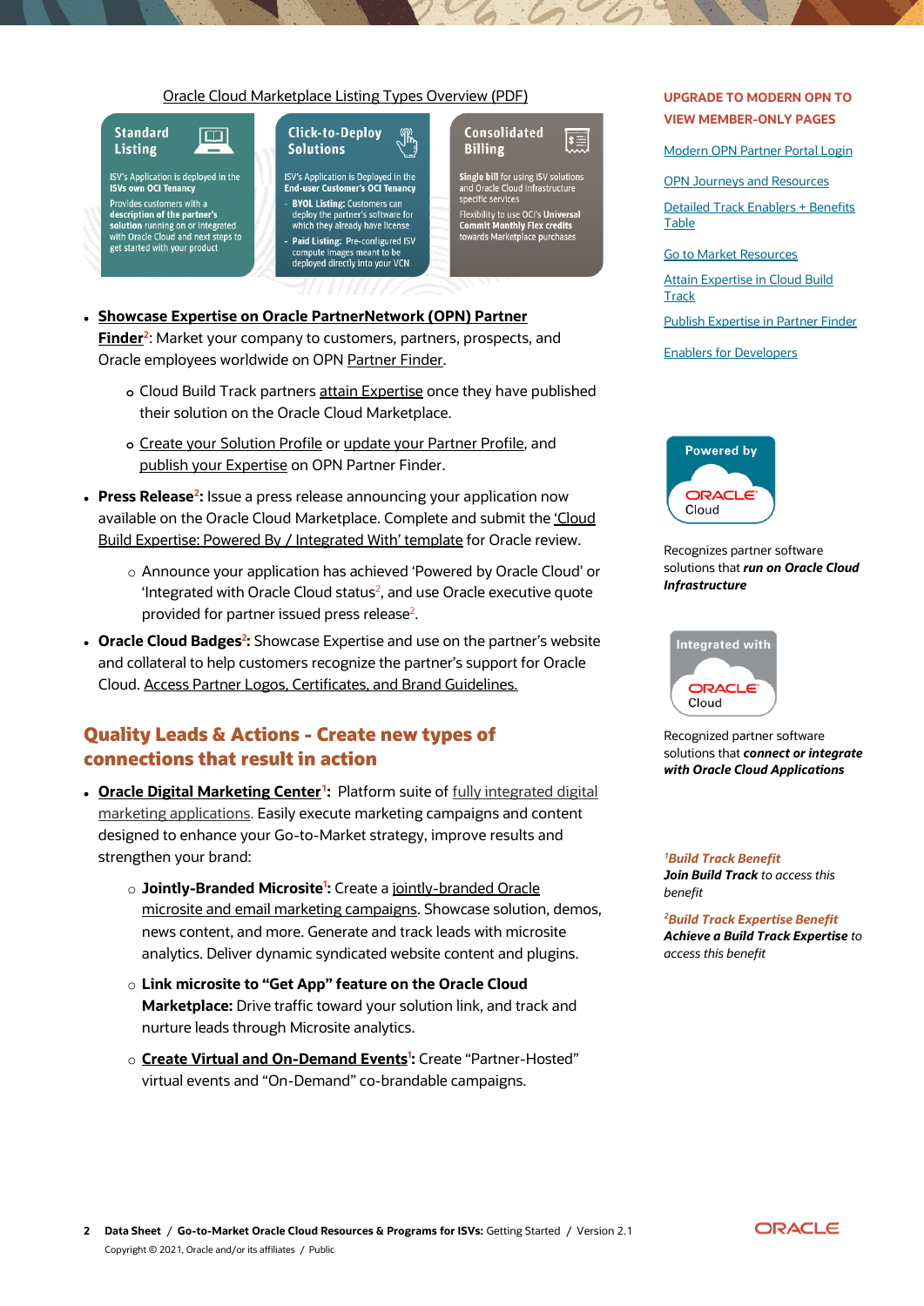Oracle Cloud Marketplace Listing Types Overview (PDF)

**Standard Listing**

ISV's Application is deployed in the **ISVs own OCI Tenancy**

Provides customers with a **description of the partner's solution** running on or integrated with Oracle Cloud and next steps to get started with your product

**Click-to-Deploy Solutions**

ISV's Application is Deployed in the **End-user Customer's OCI Tenancy**

- **BYOL Listing:** Customers can deploy the partner's software for which they already have license
- **Paid Listing:** Pre-configured ISV compute images meant to be deployed directly into your VCN

**Consolidated Billing**

**Single bill** for using ISV solutions and Oracle Cloud Infrastructure specific services

Flexibility to use OCI's **Universal Commit Monthly Flex credits** towards Marketplace purchases

- **Showcase Expertise on Oracle PartnerNetwork (OPN) Partner Finder**[2]: Market your company to customers, partners, prospects, and Oracle employees worldwide on OPN Partner Finder.
  - Cloud Build Track partners attain Expertise once they have published their solution on the Oracle Cloud Marketplace.
  - Create your Solution Profile or update your Partner Profile, and publish your Expertise on OPN Partner Finder.
- **Press Release**[2]**:** Issue a press release announcing your application now available on the Oracle Cloud Marketplace. Complete and submit the 'Cloud Build Expertise: Powered By / Integrated With' template for Oracle review.
  - Announce your application has achieved 'Powered by Oracle Cloud' or 'Integrated with Oracle Cloud status[2], and use Oracle executive quote provided for partner issued press release[2].
- **Oracle Cloud Badges**[2]**:** Showcase Expertise and use on the partner's website and collateral to help customers recognize the partner's support for Oracle Cloud. Access Partner Logos, Certificates, and Brand Guidelines.

## Quality Leads & Actions - Create new types of connections that result in action

- **Oracle Digital Marketing Center**[1]**:** Platform suite of fully integrated digital marketing applications. Easily execute marketing campaigns and content designed to enhance your Go-to-Market strategy, improve results and strengthen your brand:
  - **Jointly-Branded Microsite**[1]**:** Create a jointly-branded Oracle microsite and email marketing campaigns. Showcase solution, demos, news content, and more. Generate and track leads with microsite analytics. Deliver dynamic syndicated website content and plugins.
  - **Link microsite to "Get App" feature on the Oracle Cloud Marketplace:** Drive traffic toward your solution link, and track and nurture leads through Microsite analytics.
  - **Create Virtual and On-Demand Events**[1]**:** Create "Partner-Hosted" virtual events and "On-Demand" co-brandable campaigns.

**UPGRADE TO MODERN OPN TO VIEW MEMBER-ONLY PAGES**

Modern OPN Partner Portal Login

OPN Journeys and Resources

Detailed Track Enablers + Benefits Table

Go to Market Resources

Attain Expertise in Cloud Build Track

Publish Expertise in Partner Finder

Enablers for Developers

Powered by ORACLE Cloud

Recognizes partner software solutions that ***run on Oracle Cloud Infrastructure***

Integrated with ORACLE Cloud

Recognized partner software solutions that ***connect or integrate with Oracle Cloud Applications***

*[1]**Build Track Benefit***
***Join Build Track** to access this benefit*

*[2]**Build Track Expertise Benefit***
***Achieve a Build Track Expertise** to access this benefit*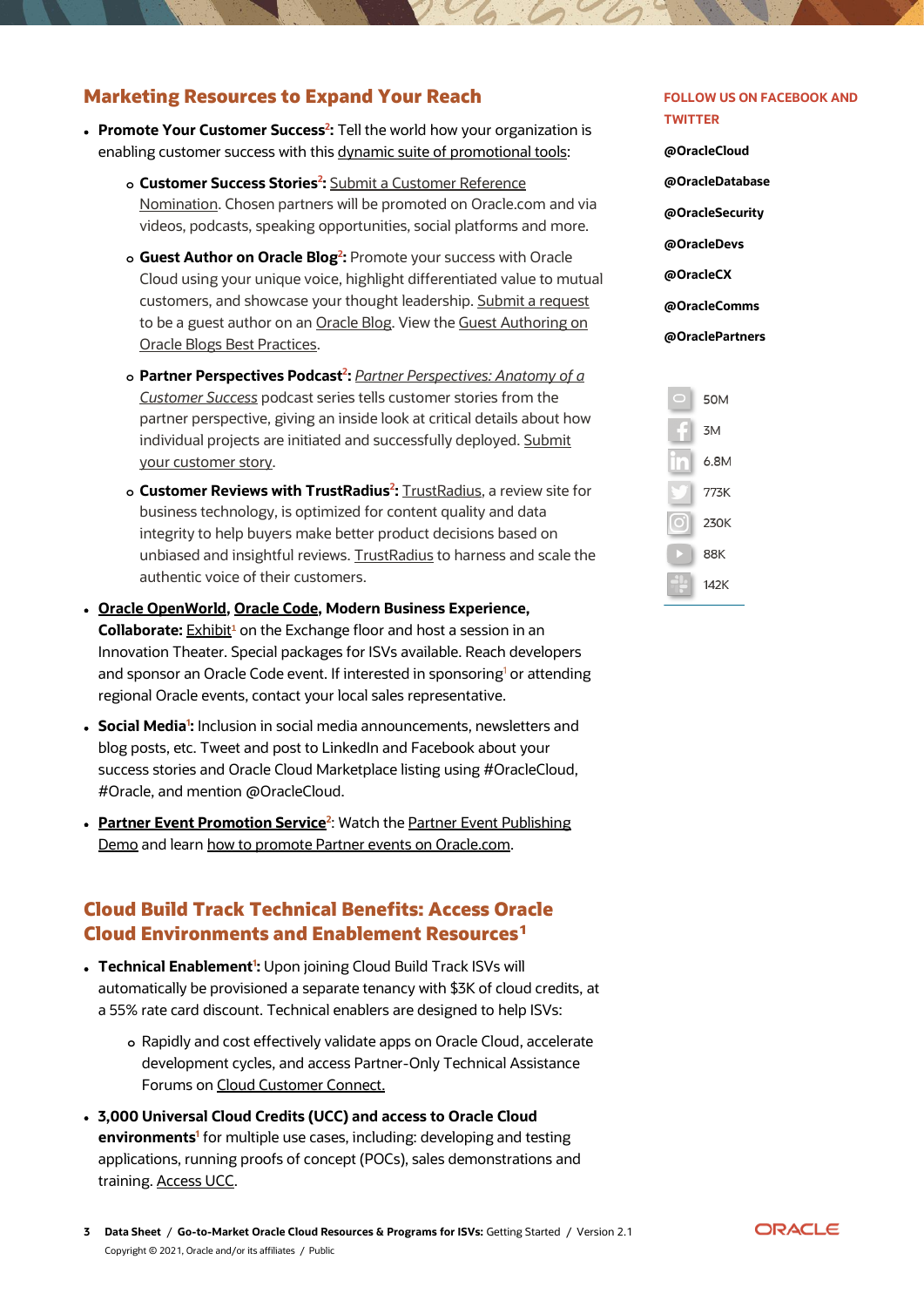## Marketing Resources to Expand Your Reach

- **Promote Your Customer Success[2]:** Tell the world how your organization is enabling customer success with this dynamic suite of promotional tools:
  - **Customer Success Stories[2]:** Submit a Customer Reference Nomination. Chosen partners will be promoted on Oracle.com and via videos, podcasts, speaking opportunities, social platforms and more.
  - **Guest Author on Oracle Blog[2]:** Promote your success with Oracle Cloud using your unique voice, highlight differentiated value to mutual customers, and showcase your thought leadership. Submit a request to be a guest author on an Oracle Blog. View the Guest Authoring on Oracle Blogs Best Practices.
  - **Partner Perspectives Podcast[2]:** *Partner Perspectives: Anatomy of a Customer Success* podcast series tells customer stories from the partner perspective, giving an inside look at critical details about how individual projects are initiated and successfully deployed. Submit your customer story.
  - **Customer Reviews with TrustRadius[2]:** TrustRadius, a review site for business technology, is optimized for content quality and data integrity to help buyers make better product decisions based on unbiased and insightful reviews. TrustRadius to harness and scale the authentic voice of their customers.
- **Oracle OpenWorld, Oracle Code, Modern Business Experience, Collaborate:** Exhibit[1] on the Exchange floor and host a session in an Innovation Theater. Special packages for ISVs available. Reach developers and sponsor an Oracle Code event. If interested in sponsoring[1] or attending regional Oracle events, contact your local sales representative.
- **Social Media[1]:** Inclusion in social media announcements, newsletters and blog posts, etc. Tweet and post to LinkedIn and Facebook about your success stories and Oracle Cloud Marketplace listing using #OracleCloud, #Oracle, and mention @OracleCloud.
- **Partner Event Promotion Service[2]:** Watch the Partner Event Publishing Demo and learn how to promote Partner events on Oracle.com.

## Cloud Build Track Technical Benefits: Access Oracle Cloud Environments and Enablement Resources[1]

- **Technical Enablement[1]:** Upon joining Cloud Build Track ISVs will automatically be provisioned a separate tenancy with $3K of cloud credits, at a 55% rate card discount. Technical enablers are designed to help ISVs:
  - Rapidly and cost effectively validate apps on Oracle Cloud, accelerate development cycles, and access Partner-Only Technical Assistance Forums on Cloud Customer Connect.
- **3,000 Universal Cloud Credits (UCC) and access to Oracle Cloud environments[1]** for multiple use cases, including: developing and testing applications, running proofs of concept (POCs), sales demonstrations and training. Access UCC.

**FOLLOW US ON FACEBOOK AND TWITTER**

**@OracleCloud**

**@OracleDatabase**

**@OracleSecurity**

**@OracleDevs**

**@OracleCX**

**@OracleComms**

**@OraclePartners**

50M

3M

6.8M

773K

230K

88K

142K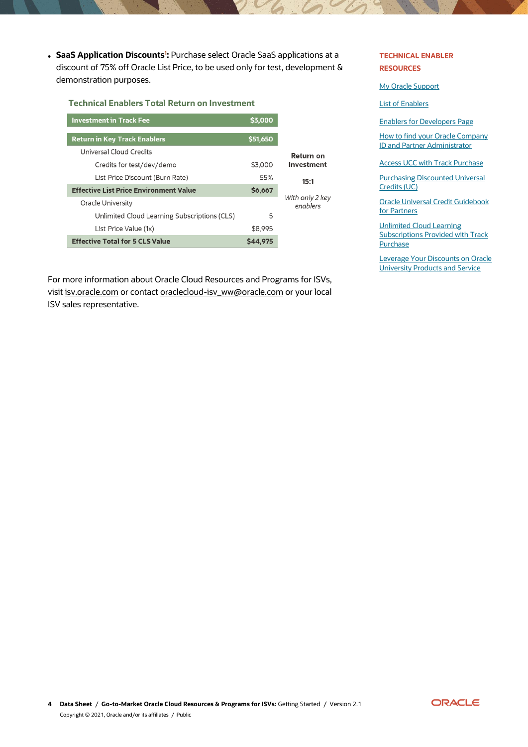- **SaaS Application Discounts[1]:** Purchase select Oracle SaaS applications at a discount of 75% off Oracle List Price, to be used only for test, development & demonstration purposes.

### Technical Enablers Total Return on Investment

| | | |
|---|---|---|
| **Investment in Track Fee** | **$3,000** | |
| **Return in Key Track Enablers** | **$51,650** | |
| Universal Cloud Credits | | **Return on Investment** |
| Credits for test/dev/demo | $3,000 | |
| List Price Discount (Burn Rate) | 55% | **15:1** |
| **Effective List Price Environment Value** | **$6,667** | |
| Oracle University | | *With only 2 key enablers* |
| Unlimited Cloud Learning Subscriptions (CLS) | 5 | |
| List Price Value (1x) | $8,995 | |
| **Effective Total for 5 CLS Value** | **$44,975** | |

For more information about Oracle Cloud Resources and Programs for ISVs, visit isv.oracle.com or contact oraclecloud-isv_ww@oracle.com or your local ISV sales representative.

## TECHNICAL ENABLER RESOURCES

- My Oracle Support
- List of Enablers
- Enablers for Developers Page
- How to find your Oracle Company ID and Partner Administrator
- Access UCC with Track Purchase
- Purchasing Discounted Universal Credits (UC)
- Oracle Universal Credit Guidebook for Partners
- Unlimited Cloud Learning Subscriptions Provided with Track Purchase
- Leverage Your Discounts on Oracle University Products and Service